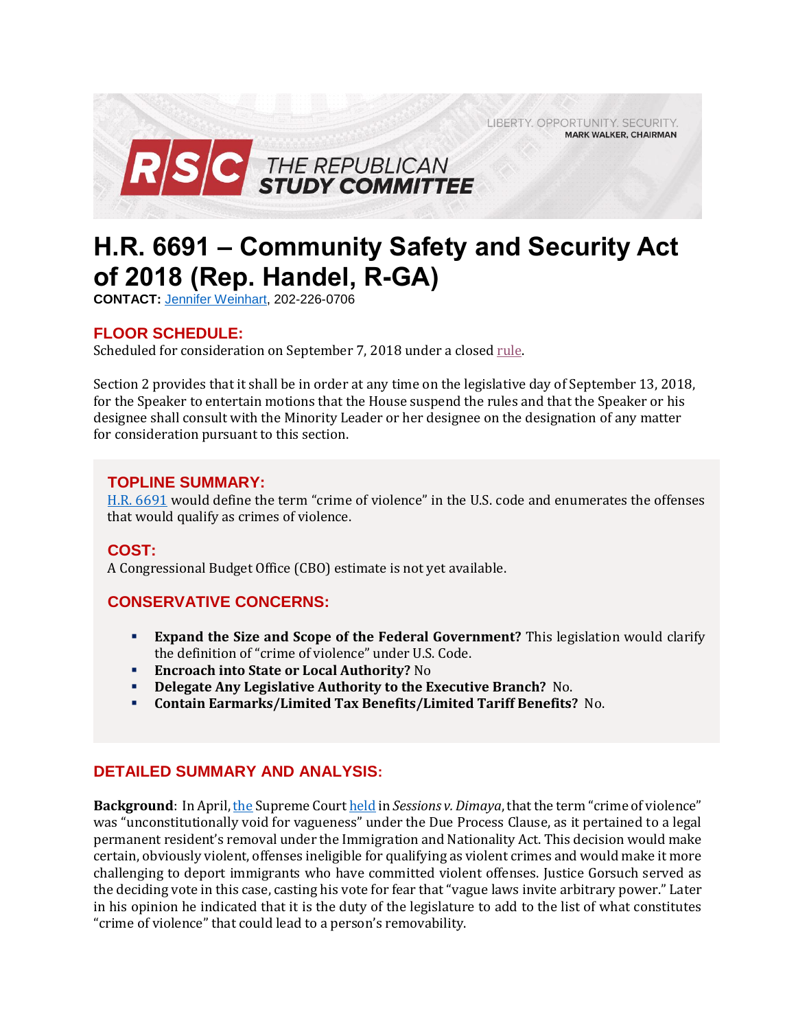LIBERTY. OPPORTUNITY. SECURITY.
MARK WALKER, CHAIRMAN

RSC THE REPUBLICAN STUDY COMMITTEE

# H.R. 6691 – Community Safety and Security Act of 2018 (Rep. Handel, R-GA)

**CONTACT:** Jennifer Weinhart, 202-226-0706

## FLOOR SCHEDULE:

Scheduled for consideration on September 7, 2018 under a closed rule.

Section 2 provides that it shall be in order at any time on the legislative day of September 13, 2018, for the Speaker to entertain motions that the House suspend the rules and that the Speaker or his designee shall consult with the Minority Leader or her designee on the designation of any matter for consideration pursuant to this section.

## TOPLINE SUMMARY:

H.R. 6691 would define the term "crime of violence" in the U.S. code and enumerates the offenses that would qualify as crimes of violence.

## COST:

A Congressional Budget Office (CBO) estimate is not yet available.

## CONSERVATIVE CONCERNS:

- **Expand the Size and Scope of the Federal Government?** This legislation would clarify the definition of "crime of violence" under U.S. Code.
- **Encroach into State or Local Authority?** No
- **Delegate Any Legislative Authority to the Executive Branch?** No.
- **Contain Earmarks/Limited Tax Benefits/Limited Tariff Benefits?** No.

## DETAILED SUMMARY AND ANALYSIS:

**Background**: In April, the Supreme Court held in *Sessions v. Dimaya*, that the term "crime of violence" was "unconstitutionally void for vagueness" under the Due Process Clause, as it pertained to a legal permanent resident's removal under the Immigration and Nationality Act. This decision would make certain, obviously violent, offenses ineligible for qualifying as violent crimes and would make it more challenging to deport immigrants who have committed violent offenses. Justice Gorsuch served as the deciding vote in this case, casting his vote for fear that "vague laws invite arbitrary power." Later in his opinion he indicated that it is the duty of the legislature to add to the list of what constitutes "crime of violence" that could lead to a person's removability.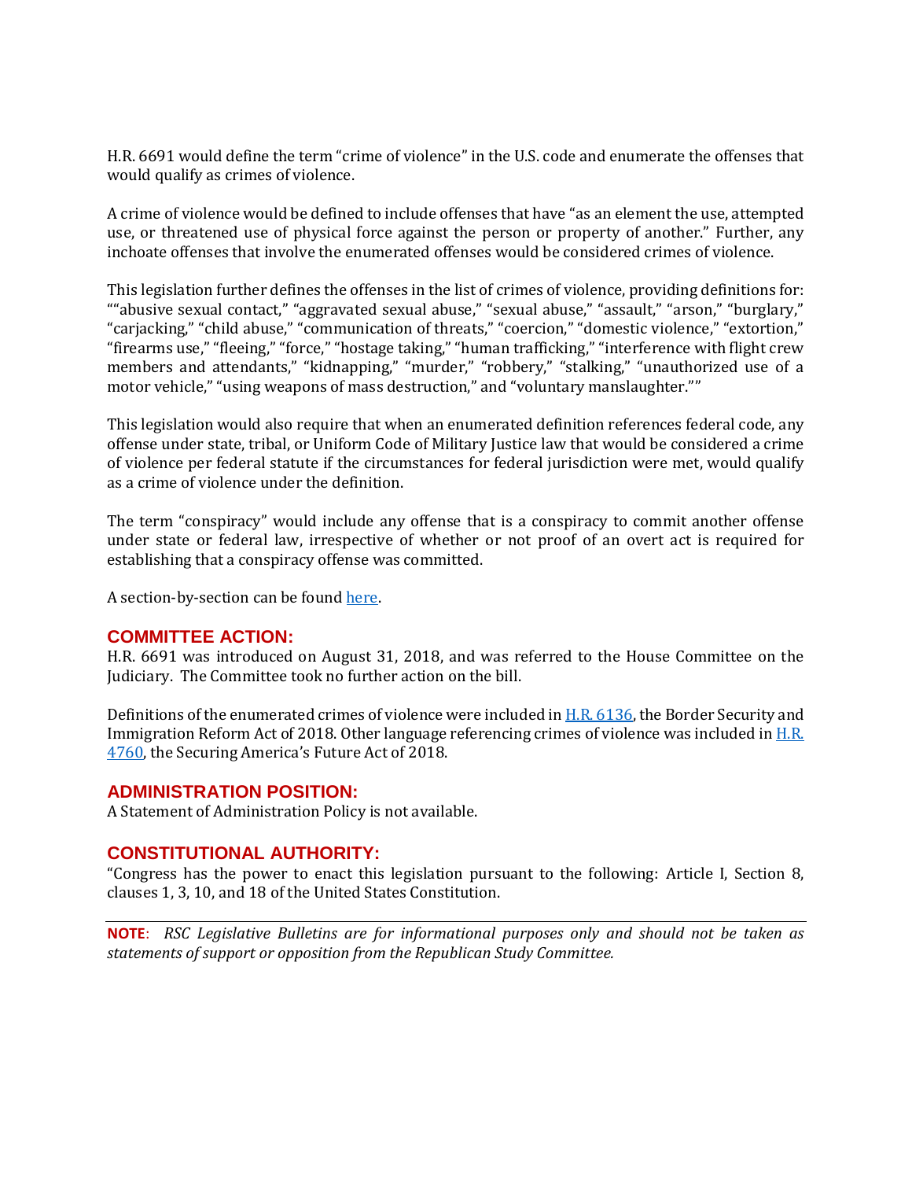H.R. 6691 would define the term "crime of violence" in the U.S. code and enumerate the offenses that would qualify as crimes of violence.

A crime of violence would be defined to include offenses that have "as an element the use, attempted use, or threatened use of physical force against the person or property of another." Further, any inchoate offenses that involve the enumerated offenses would be considered crimes of violence.

This legislation further defines the offenses in the list of crimes of violence, providing definitions for: ""abusive sexual contact," "aggravated sexual abuse," "sexual abuse," "assault," "arson," "burglary," "carjacking," "child abuse," "communication of threats," "coercion," "domestic violence," "extortion," "firearms use," "fleeing," "force," "hostage taking," "human trafficking," "interference with flight crew members and attendants," "kidnapping," "murder," "robbery," "stalking," "unauthorized use of a motor vehicle," "using weapons of mass destruction," and "voluntary manslaughter.""

This legislation would also require that when an enumerated definition references federal code, any offense under state, tribal, or Uniform Code of Military Justice law that would be considered a crime of violence per federal statute if the circumstances for federal jurisdiction were met, would qualify as a crime of violence under the definition.

The term "conspiracy" would include any offense that is a conspiracy to commit another offense under state or federal law, irrespective of whether or not proof of an overt act is required for establishing that a conspiracy offense was committed.

A section-by-section can be found here.

## COMMITTEE ACTION:

H.R. 6691 was introduced on August 31, 2018, and was referred to the House Committee on the Judiciary. The Committee took no further action on the bill.

Definitions of the enumerated crimes of violence were included in H.R. 6136, the Border Security and Immigration Reform Act of 2018. Other language referencing crimes of violence was included in H.R. 4760, the Securing America's Future Act of 2018.

## ADMINISTRATION POSITION:

A Statement of Administration Policy is not available.

## CONSTITUTIONAL AUTHORITY:

"Congress has the power to enact this legislation pursuant to the following: Article I, Section 8, clauses 1, 3, 10, and 18 of the United States Constitution.

---

**NOTE**: *RSC Legislative Bulletins are for informational purposes only and should not be taken as statements of support or opposition from the Republican Study Committee.*